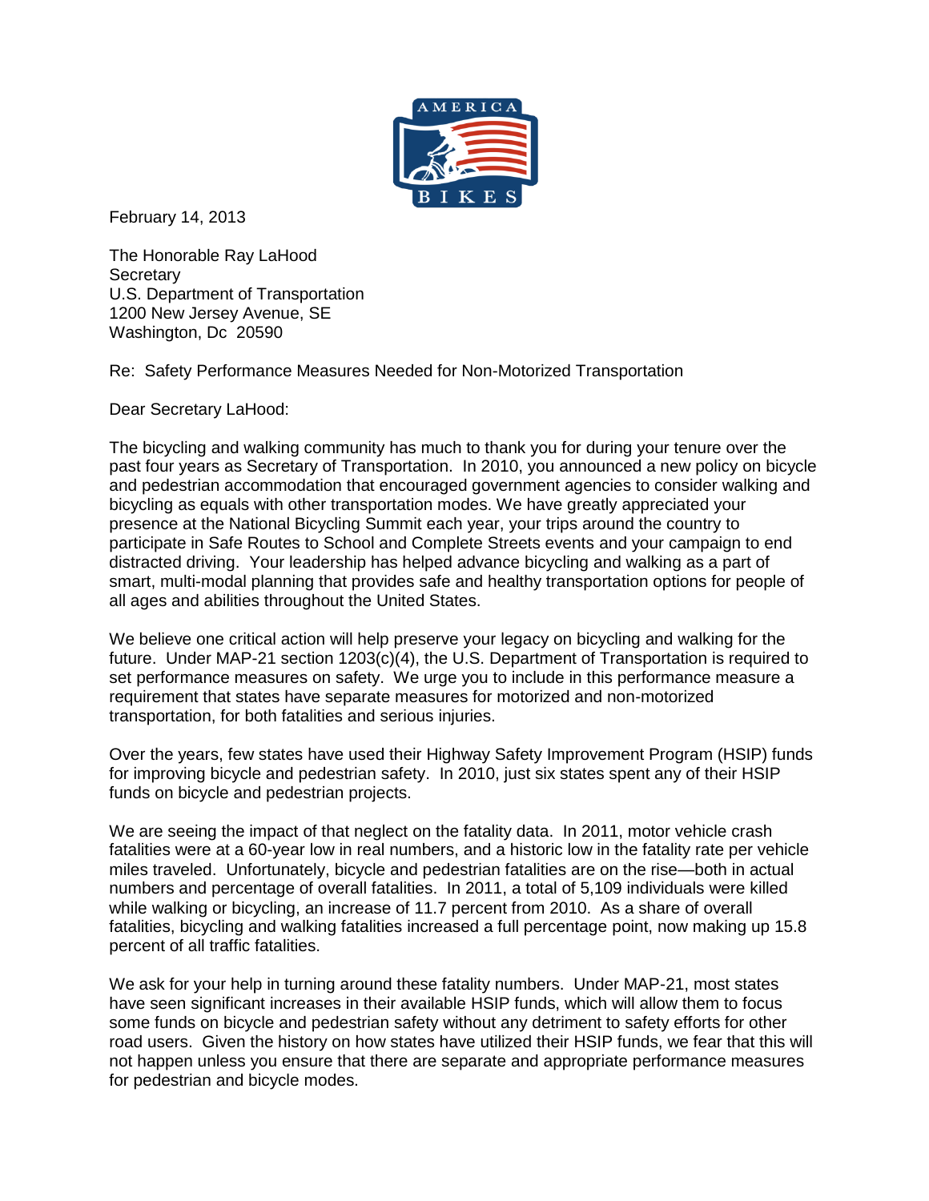February 14, 2013

The Honorable Ray LaHood
Secretary
U.S. Department of Transportation
1200 New Jersey Avenue, SE
Washington, Dc 20590

Re: Safety Performance Measures Needed for Non-Motorized Transportation

Dear Secretary LaHood:

The bicycling and walking community has much to thank you for during your tenure over the past four years as Secretary of Transportation. In 2010, you announced a new policy on bicycle and pedestrian accommodation that encouraged government agencies to consider walking and bicycling as equals with other transportation modes. We have greatly appreciated your presence at the National Bicycling Summit each year, your trips around the country to participate in Safe Routes to School and Complete Streets events and your campaign to end distracted driving. Your leadership has helped advance bicycling and walking as a part of smart, multi-modal planning that provides safe and healthy transportation options for people of all ages and abilities throughout the United States.

We believe one critical action will help preserve your legacy on bicycling and walking for the future. Under MAP-21 section 1203(c)(4), the U.S. Department of Transportation is required to set performance measures on safety. We urge you to include in this performance measure a requirement that states have separate measures for motorized and non-motorized transportation, for both fatalities and serious injuries.

Over the years, few states have used their Highway Safety Improvement Program (HSIP) funds for improving bicycle and pedestrian safety. In 2010, just six states spent any of their HSIP funds on bicycle and pedestrian projects.

We are seeing the impact of that neglect on the fatality data. In 2011, motor vehicle crash fatalities were at a 60-year low in real numbers, and a historic low in the fatality rate per vehicle miles traveled. Unfortunately, bicycle and pedestrian fatalities are on the rise—both in actual numbers and percentage of overall fatalities. In 2011, a total of 5,109 individuals were killed while walking or bicycling, an increase of 11.7 percent from 2010. As a share of overall fatalities, bicycling and walking fatalities increased a full percentage point, now making up 15.8 percent of all traffic fatalities.

We ask for your help in turning around these fatality numbers. Under MAP-21, most states have seen significant increases in their available HSIP funds, which will allow them to focus some funds on bicycle and pedestrian safety without any detriment to safety efforts for other road users. Given the history on how states have utilized their HSIP funds, we fear that this will not happen unless you ensure that there are separate and appropriate performance measures for pedestrian and bicycle modes.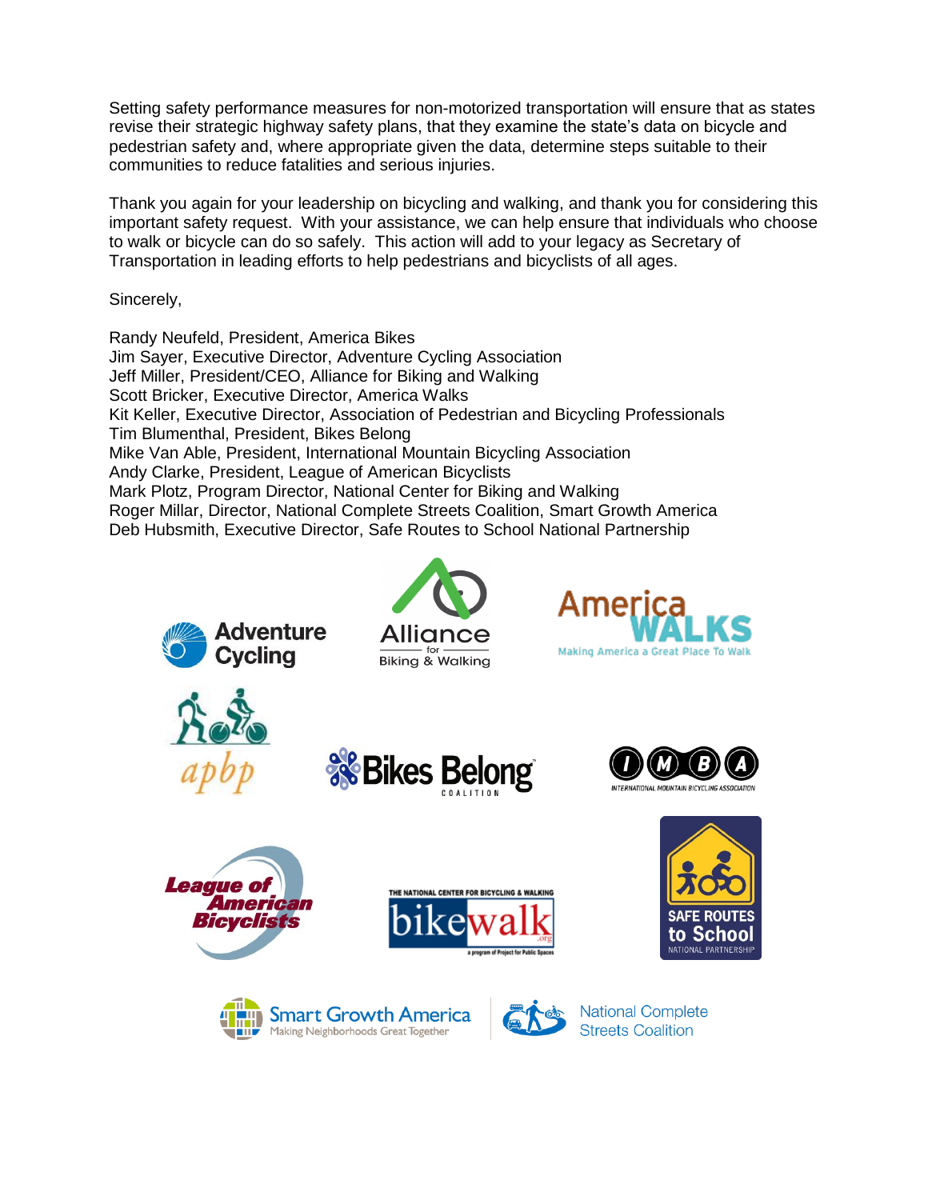Setting safety performance measures for non-motorized transportation will ensure that as states revise their strategic highway safety plans, that they examine the state's data on bicycle and pedestrian safety and, where appropriate given the data, determine steps suitable to their communities to reduce fatalities and serious injuries.

Thank you again for your leadership on bicycling and walking, and thank you for considering this important safety request. With your assistance, we can help ensure that individuals who choose to walk or bicycle can do so safely. This action will add to your legacy as Secretary of Transportation in leading efforts to help pedestrians and bicyclists of all ages.

Sincerely,

Randy Neufeld, President, America Bikes
Jim Sayer, Executive Director, Adventure Cycling Association
Jeff Miller, President/CEO, Alliance for Biking and Walking
Scott Bricker, Executive Director, America Walks
Kit Keller, Executive Director, Association of Pedestrian and Bicycling Professionals
Tim Blumenthal, President, Bikes Belong
Mike Van Able, President, International Mountain Bicycling Association
Andy Clarke, President, League of American Bicyclists
Mark Plotz, Program Director, National Center for Biking and Walking
Roger Millar, Director, National Complete Streets Coalition, Smart Growth America
Deb Hubsmith, Executive Director, Safe Routes to School National Partnership